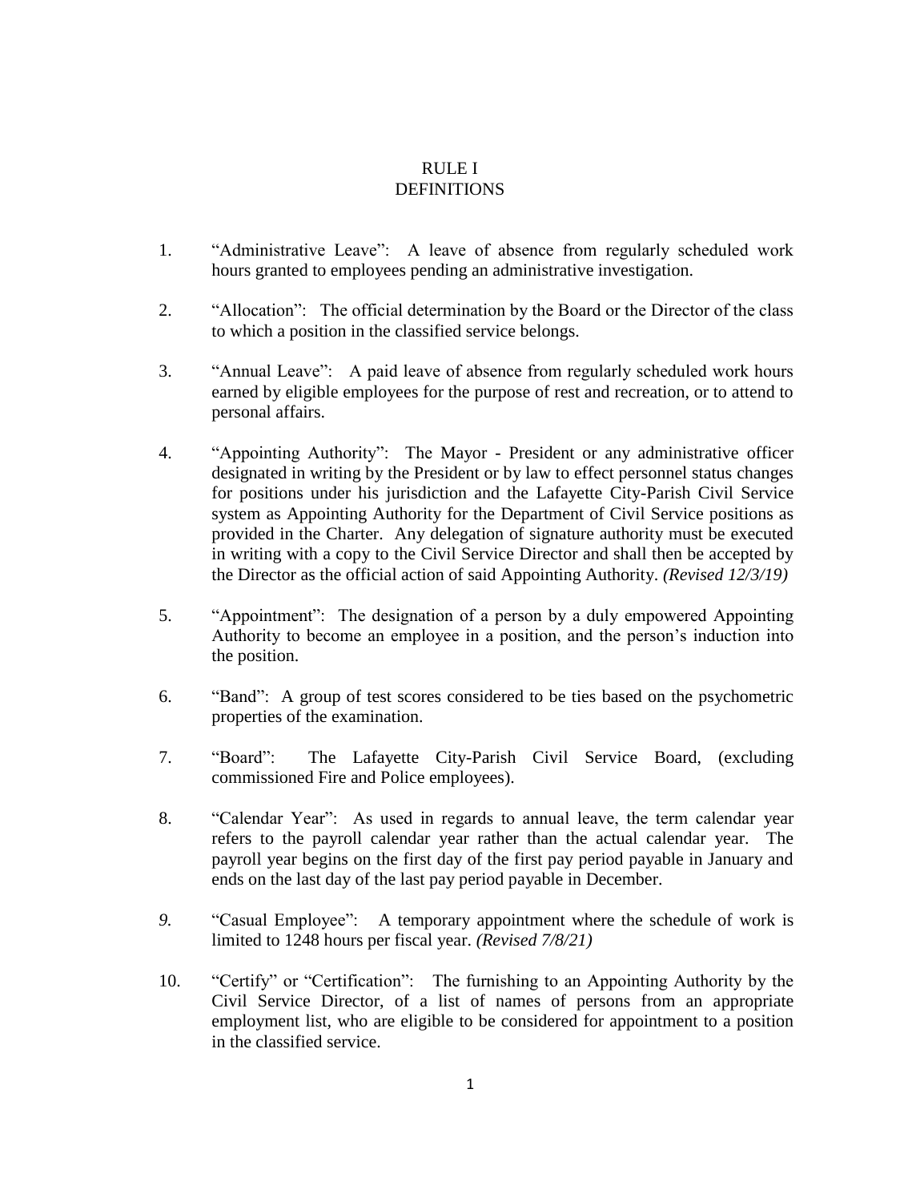# RULE I
# DEFINITIONS

1. "Administrative Leave": A leave of absence from regularly scheduled work hours granted to employees pending an administrative investigation.

2. "Allocation": The official determination by the Board or the Director of the class to which a position in the classified service belongs.

3. "Annual Leave": A paid leave of absence from regularly scheduled work hours earned by eligible employees for the purpose of rest and recreation, or to attend to personal affairs.

4. "Appointing Authority": The Mayor - President or any administrative officer designated in writing by the President or by law to effect personnel status changes for positions under his jurisdiction and the Lafayette City-Parish Civil Service system as Appointing Authority for the Department of Civil Service positions as provided in the Charter. Any delegation of signature authority must be executed in writing with a copy to the Civil Service Director and shall then be accepted by the Director as the official action of said Appointing Authority. *(Revised 12/3/19)*

5. "Appointment": The designation of a person by a duly empowered Appointing Authority to become an employee in a position, and the person's induction into the position.

6. "Band": A group of test scores considered to be ties based on the psychometric properties of the examination.

7. "Board": The Lafayette City-Parish Civil Service Board, (excluding commissioned Fire and Police employees).

8. "Calendar Year": As used in regards to annual leave, the term calendar year refers to the payroll calendar year rather than the actual calendar year. The payroll year begins on the first day of the first pay period payable in January and ends on the last day of the last pay period payable in December.

9. "Casual Employee": A temporary appointment where the schedule of work is limited to 1248 hours per fiscal year. *(Revised 7/8/21)*

10. "Certify" or "Certification": The furnishing to an Appointing Authority by the Civil Service Director, of a list of names of persons from an appropriate employment list, who are eligible to be considered for appointment to a position in the classified service.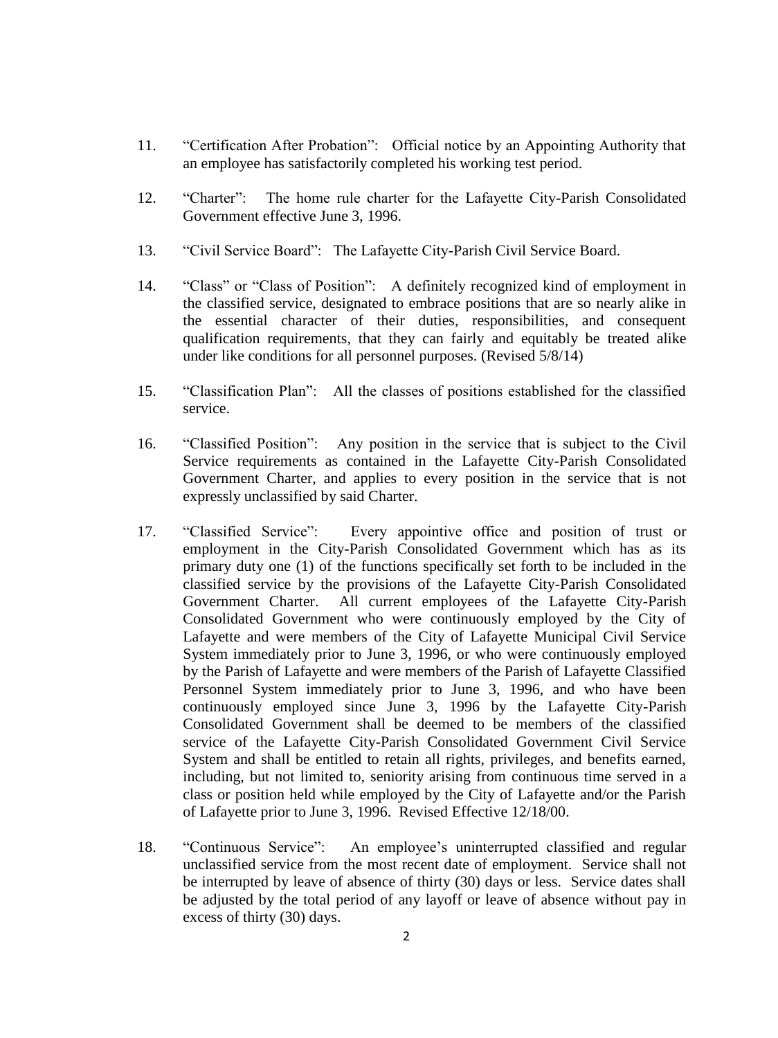11. "Certification After Probation": Official notice by an Appointing Authority that an employee has satisfactorily completed his working test period.

12. "Charter": The home rule charter for the Lafayette City-Parish Consolidated Government effective June 3, 1996.

13. "Civil Service Board": The Lafayette City-Parish Civil Service Board.

14. "Class" or "Class of Position": A definitely recognized kind of employment in the classified service, designated to embrace positions that are so nearly alike in the essential character of their duties, responsibilities, and consequent qualification requirements, that they can fairly and equitably be treated alike under like conditions for all personnel purposes. (Revised 5/8/14)

15. "Classification Plan": All the classes of positions established for the classified service.

16. "Classified Position": Any position in the service that is subject to the Civil Service requirements as contained in the Lafayette City-Parish Consolidated Government Charter, and applies to every position in the service that is not expressly unclassified by said Charter.

17. "Classified Service": Every appointive office and position of trust or employment in the City-Parish Consolidated Government which has as its primary duty one (1) of the functions specifically set forth to be included in the classified service by the provisions of the Lafayette City-Parish Consolidated Government Charter. All current employees of the Lafayette City-Parish Consolidated Government who were continuously employed by the City of Lafayette and were members of the City of Lafayette Municipal Civil Service System immediately prior to June 3, 1996, or who were continuously employed by the Parish of Lafayette and were members of the Parish of Lafayette Classified Personnel System immediately prior to June 3, 1996, and who have been continuously employed since June 3, 1996 by the Lafayette City-Parish Consolidated Government shall be deemed to be members of the classified service of the Lafayette City-Parish Consolidated Government Civil Service System and shall be entitled to retain all rights, privileges, and benefits earned, including, but not limited to, seniority arising from continuous time served in a class or position held while employed by the City of Lafayette and/or the Parish of Lafayette prior to June 3, 1996. Revised Effective 12/18/00.

18. "Continuous Service": An employee's uninterrupted classified and regular unclassified service from the most recent date of employment. Service shall not be interrupted by leave of absence of thirty (30) days or less. Service dates shall be adjusted by the total period of any layoff or leave of absence without pay in excess of thirty (30) days.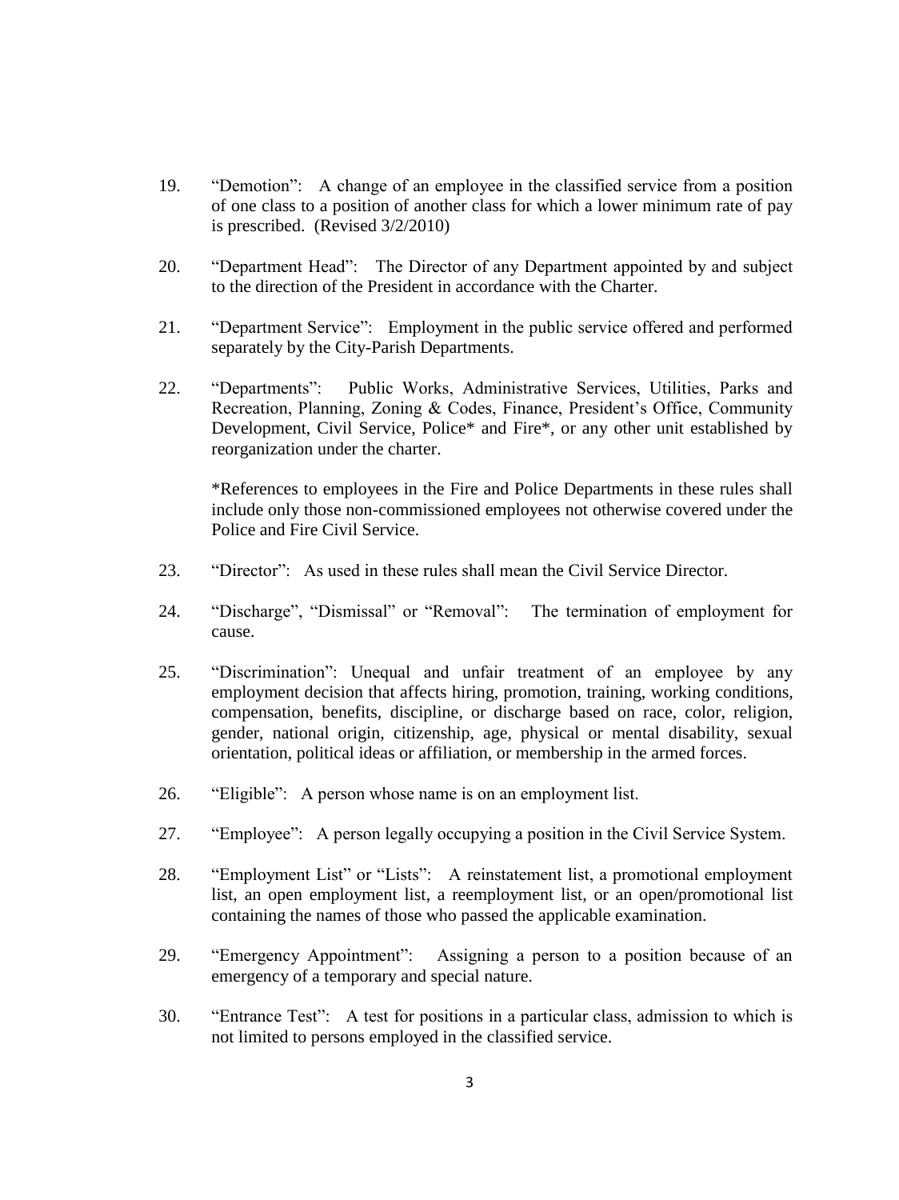19. “Demotion”: A change of an employee in the classified service from a position of one class to a position of another class for which a lower minimum rate of pay is prescribed. (Revised 3/2/2010)

20. “Department Head”: The Director of any Department appointed by and subject to the direction of the President in accordance with the Charter.

21. “Department Service”: Employment in the public service offered and performed separately by the City-Parish Departments.

22. “Departments”: Public Works, Administrative Services, Utilities, Parks and Recreation, Planning, Zoning & Codes, Finance, President’s Office, Community Development, Civil Service, Police* and Fire*, or any other unit established by reorganization under the charter.

    *References to employees in the Fire and Police Departments in these rules shall include only those non-commissioned employees not otherwise covered under the Police and Fire Civil Service.

23. “Director”: As used in these rules shall mean the Civil Service Director.

24. “Discharge”, “Dismissal” or “Removal”: The termination of employment for cause.

25. “Discrimination”: Unequal and unfair treatment of an employee by any employment decision that affects hiring, promotion, training, working conditions, compensation, benefits, discipline, or discharge based on race, color, religion, gender, national origin, citizenship, age, physical or mental disability, sexual orientation, political ideas or affiliation, or membership in the armed forces.

26. “Eligible”: A person whose name is on an employment list.

27. “Employee”: A person legally occupying a position in the Civil Service System.

28. “Employment List” or “Lists”: A reinstatement list, a promotional employment list, an open employment list, a reemployment list, or an open/promotional list containing the names of those who passed the applicable examination.

29. “Emergency Appointment”: Assigning a person to a position because of an emergency of a temporary and special nature.

30. “Entrance Test”: A test for positions in a particular class, admission to which is not limited to persons employed in the classified service.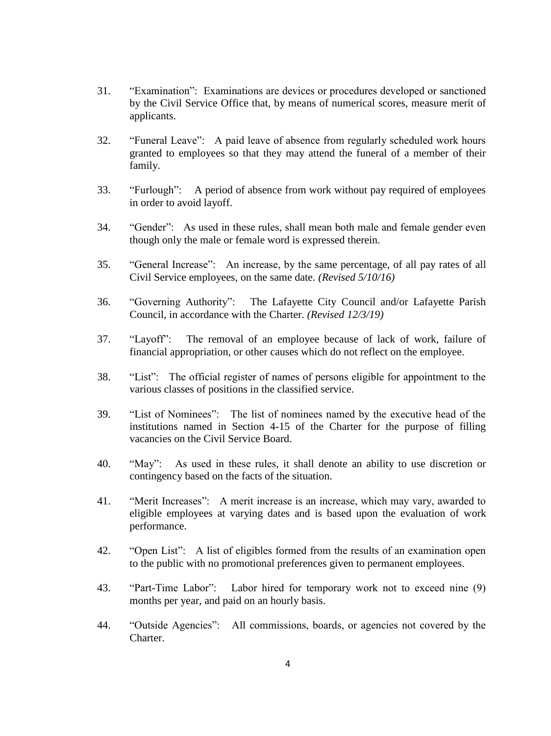31. "Examination": Examinations are devices or procedures developed or sanctioned by the Civil Service Office that, by means of numerical scores, measure merit of applicants.

32. "Funeral Leave": A paid leave of absence from regularly scheduled work hours granted to employees so that they may attend the funeral of a member of their family.

33. "Furlough": A period of absence from work without pay required of employees in order to avoid layoff.

34. "Gender": As used in these rules, shall mean both male and female gender even though only the male or female word is expressed therein.

35. "General Increase": An increase, by the same percentage, of all pay rates of all Civil Service employees, on the same date. *(Revised 5/10/16)*

36. "Governing Authority": The Lafayette City Council and/or Lafayette Parish Council, in accordance with the Charter. *(Revised 12/3/19)*

37. "Layoff": The removal of an employee because of lack of work, failure of financial appropriation, or other causes which do not reflect on the employee.

38. "List": The official register of names of persons eligible for appointment to the various classes of positions in the classified service.

39. "List of Nominees": The list of nominees named by the executive head of the institutions named in Section 4-15 of the Charter for the purpose of filling vacancies on the Civil Service Board.

40. "May": As used in these rules, it shall denote an ability to use discretion or contingency based on the facts of the situation.

41. "Merit Increases": A merit increase is an increase, which may vary, awarded to eligible employees at varying dates and is based upon the evaluation of work performance.

42. "Open List": A list of eligibles formed from the results of an examination open to the public with no promotional preferences given to permanent employees.

43. "Part-Time Labor": Labor hired for temporary work not to exceed nine (9) months per year, and paid on an hourly basis.

44. "Outside Agencies": All commissions, boards, or agencies not covered by the Charter.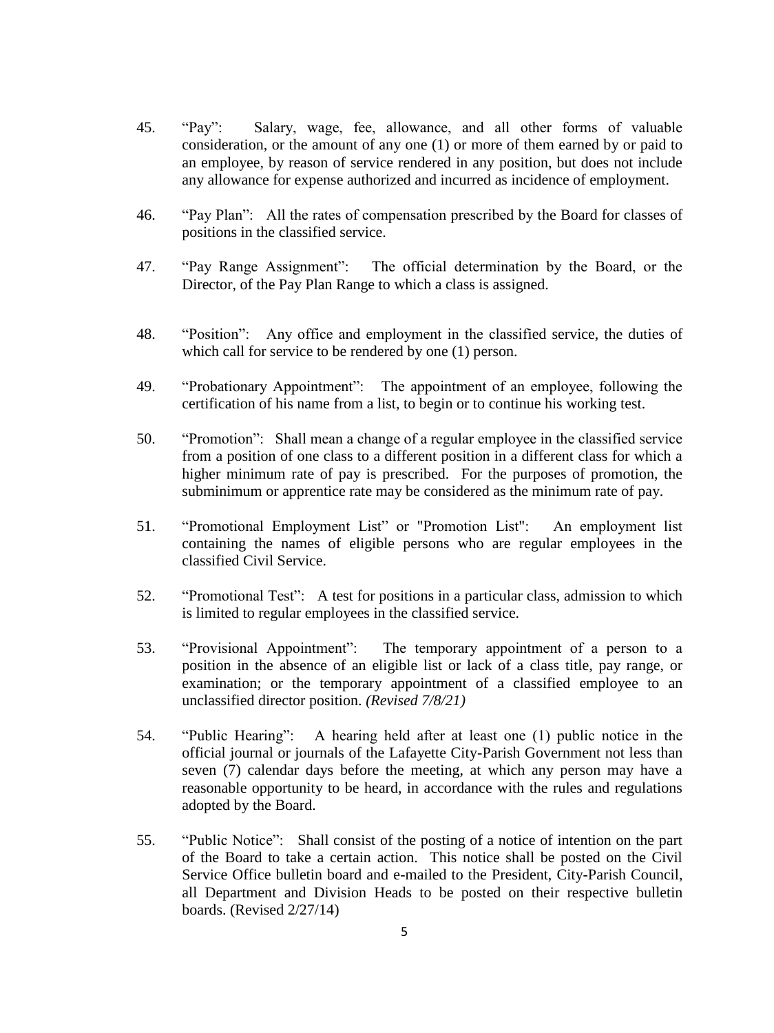45. "Pay": Salary, wage, fee, allowance, and all other forms of valuable consideration, or the amount of any one (1) or more of them earned by or paid to an employee, by reason of service rendered in any position, but does not include any allowance for expense authorized and incurred as incidence of employment.

46. "Pay Plan": All the rates of compensation prescribed by the Board for classes of positions in the classified service.

47. "Pay Range Assignment": The official determination by the Board, or the Director, of the Pay Plan Range to which a class is assigned.

48. "Position": Any office and employment in the classified service, the duties of which call for service to be rendered by one (1) person.

49. "Probationary Appointment": The appointment of an employee, following the certification of his name from a list, to begin or to continue his working test.

50. "Promotion": Shall mean a change of a regular employee in the classified service from a position of one class to a different position in a different class for which a higher minimum rate of pay is prescribed. For the purposes of promotion, the subminimum or apprentice rate may be considered as the minimum rate of pay.

51. "Promotional Employment List" or "Promotion List": An employment list containing the names of eligible persons who are regular employees in the classified Civil Service.

52. "Promotional Test": A test for positions in a particular class, admission to which is limited to regular employees in the classified service.

53. "Provisional Appointment": The temporary appointment of a person to a position in the absence of an eligible list or lack of a class title, pay range, or examination; or the temporary appointment of a classified employee to an unclassified director position. *(Revised 7/8/21)*

54. "Public Hearing": A hearing held after at least one (1) public notice in the official journal or journals of the Lafayette City-Parish Government not less than seven (7) calendar days before the meeting, at which any person may have a reasonable opportunity to be heard, in accordance with the rules and regulations adopted by the Board.

55. "Public Notice": Shall consist of the posting of a notice of intention on the part of the Board to take a certain action. This notice shall be posted on the Civil Service Office bulletin board and e-mailed to the President, City-Parish Council, all Department and Division Heads to be posted on their respective bulletin boards. (Revised 2/27/14)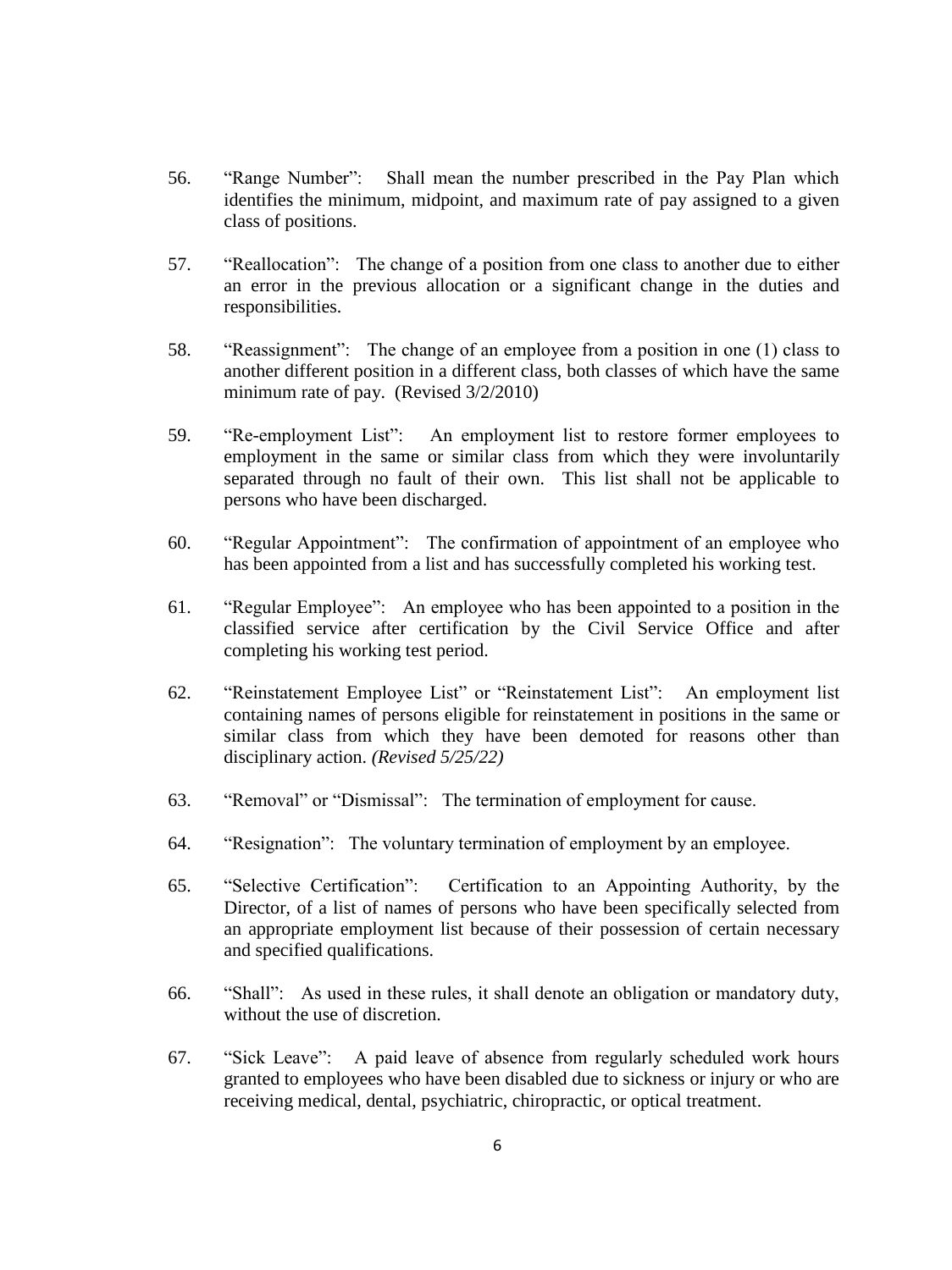56. "Range Number": Shall mean the number prescribed in the Pay Plan which identifies the minimum, midpoint, and maximum rate of pay assigned to a given class of positions.

57. "Reallocation": The change of a position from one class to another due to either an error in the previous allocation or a significant change in the duties and responsibilities.

58. "Reassignment": The change of an employee from a position in one (1) class to another different position in a different class, both classes of which have the same minimum rate of pay. (Revised 3/2/2010)

59. "Re-employment List": An employment list to restore former employees to employment in the same or similar class from which they were involuntarily separated through no fault of their own. This list shall not be applicable to persons who have been discharged.

60. "Regular Appointment": The confirmation of appointment of an employee who has been appointed from a list and has successfully completed his working test.

61. "Regular Employee": An employee who has been appointed to a position in the classified service after certification by the Civil Service Office and after completing his working test period.

62. "Reinstatement Employee List" or "Reinstatement List": An employment list containing names of persons eligible for reinstatement in positions in the same or similar class from which they have been demoted for reasons other than disciplinary action. *(Revised 5/25/22)*

63. "Removal" or "Dismissal": The termination of employment for cause.

64. "Resignation": The voluntary termination of employment by an employee.

65. "Selective Certification": Certification to an Appointing Authority, by the Director, of a list of names of persons who have been specifically selected from an appropriate employment list because of their possession of certain necessary and specified qualifications.

66. "Shall": As used in these rules, it shall denote an obligation or mandatory duty, without the use of discretion.

67. "Sick Leave": A paid leave of absence from regularly scheduled work hours granted to employees who have been disabled due to sickness or injury or who are receiving medical, dental, psychiatric, chiropractic, or optical treatment.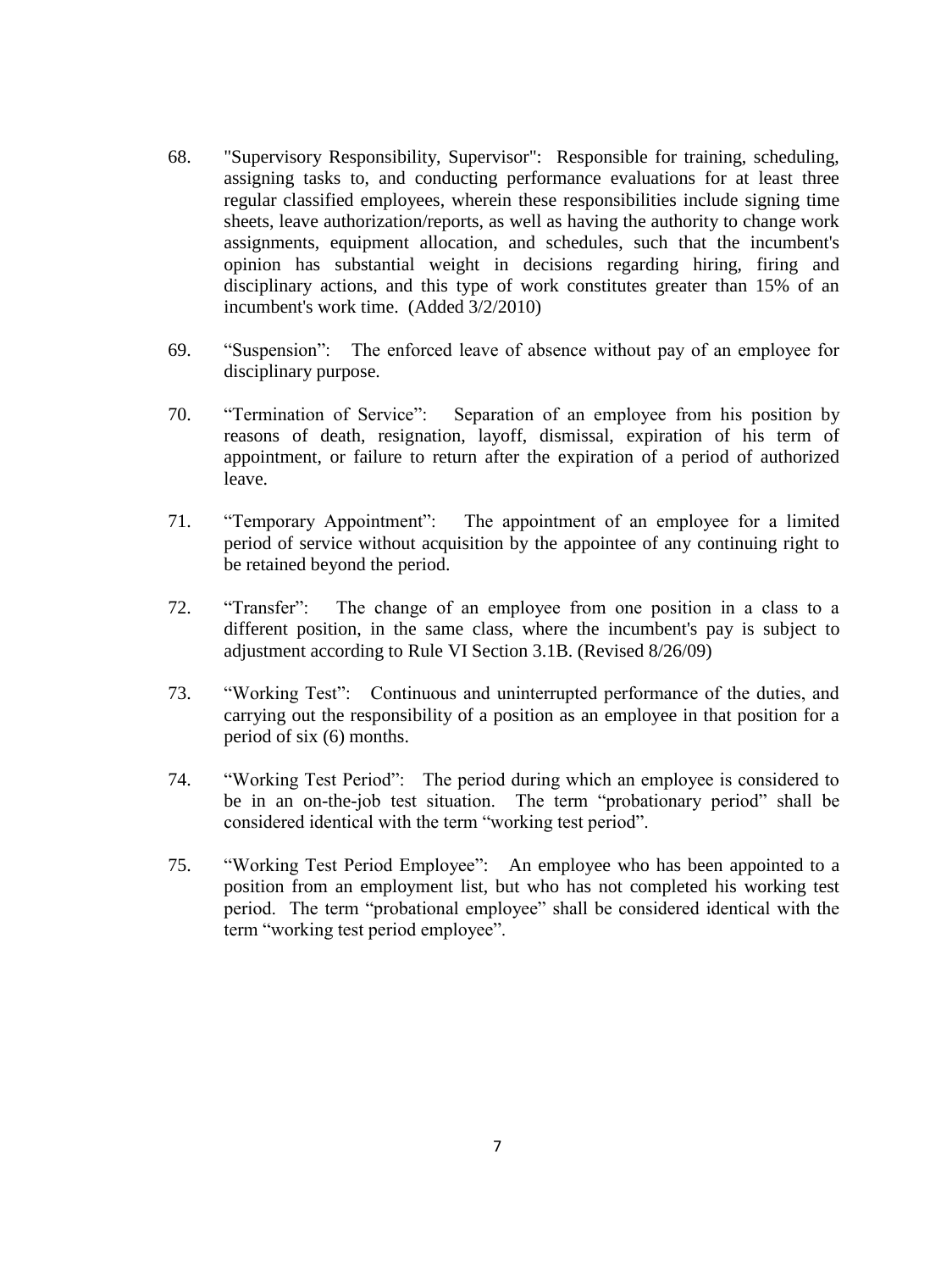68. "Supervisory Responsibility, Supervisor": Responsible for training, scheduling, assigning tasks to, and conducting performance evaluations for at least three regular classified employees, wherein these responsibilities include signing time sheets, leave authorization/reports, as well as having the authority to change work assignments, equipment allocation, and schedules, such that the incumbent's opinion has substantial weight in decisions regarding hiring, firing and disciplinary actions, and this type of work constitutes greater than 15% of an incumbent's work time. (Added 3/2/2010)

69. "Suspension": The enforced leave of absence without pay of an employee for disciplinary purpose.

70. "Termination of Service": Separation of an employee from his position by reasons of death, resignation, layoff, dismissal, expiration of his term of appointment, or failure to return after the expiration of a period of authorized leave.

71. "Temporary Appointment": The appointment of an employee for a limited period of service without acquisition by the appointee of any continuing right to be retained beyond the period.

72. "Transfer": The change of an employee from one position in a class to a different position, in the same class, where the incumbent's pay is subject to adjustment according to Rule VI Section 3.1B. (Revised 8/26/09)

73. "Working Test": Continuous and uninterrupted performance of the duties, and carrying out the responsibility of a position as an employee in that position for a period of six (6) months.

74. "Working Test Period": The period during which an employee is considered to be in an on-the-job test situation. The term "probationary period" shall be considered identical with the term "working test period".

75. "Working Test Period Employee": An employee who has been appointed to a position from an employment list, but who has not completed his working test period. The term "probational employee" shall be considered identical with the term "working test period employee".